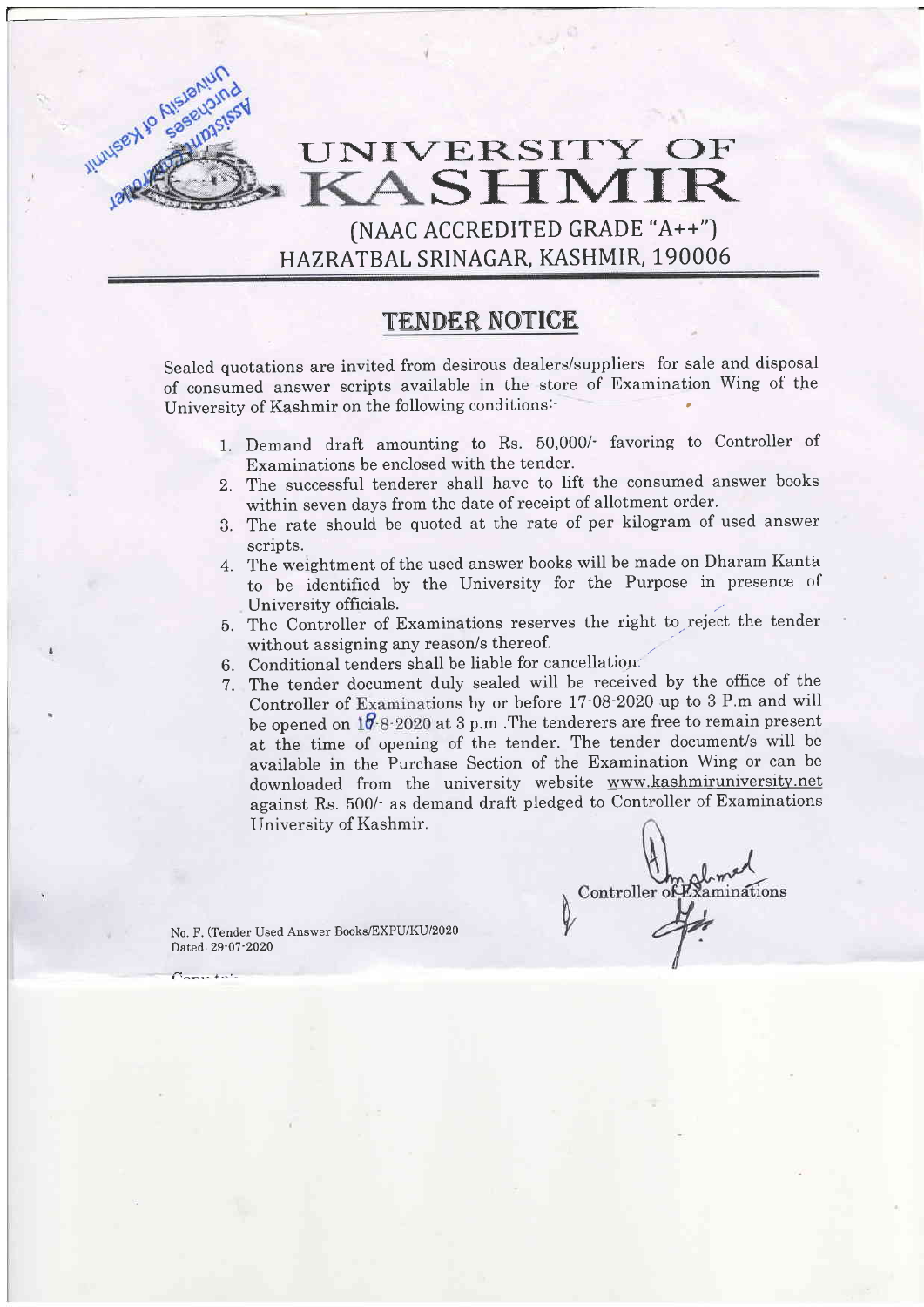# UNIVERSITY OF KASHMIR

## (NAAC ACCREDITED GRADE "A++")

## HAZRATBAL SRINAGAR, KASHMIR, 190006

## TENDER NOTICE

Sealed quotations are invited from desirous dealers/suppliers for sale and disposal of consumed answer scripts available in the store of Examination Wing of the University of Kashmir on the following conditions:-

1. Demand draft amounting to Rs. 50,000/- favoring to Controller of Examinations be enclosed with the tender.
2. The successful tenderer shall have to lift the consumed answer books within seven days from the date of receipt of allotment order.
3. The rate should be quoted at the rate of per kilogram of used answer scripts.
4. The weightment of the used answer books will be made on Dharam Kanta to be identified by the University for the Purpose in presence of University officials.
5. The Controller of Examinations reserves the right to reject the tender without assigning any reason/s thereof.
6. Conditional tenders shall be liable for cancellation.
7. The tender document duly sealed will be received by the office of the Controller of Examinations by or before 17-08-2020 up to 3 P.m and will be opened on 18-8-2020 at 3 p.m .The tenderers are free to remain present at the time of opening of the tender. The tender document/s will be available in the Purchase Section of the Examination Wing or can be downloaded from the university website www.kashmiruniversity.net against Rs. 500/- as demand draft pledged to Controller of Examinations University of Kashmir.

Controller of Examinations

No. F. (Tender Used Answer Books/EXPU/KU/2020
Dated: 29-07-2020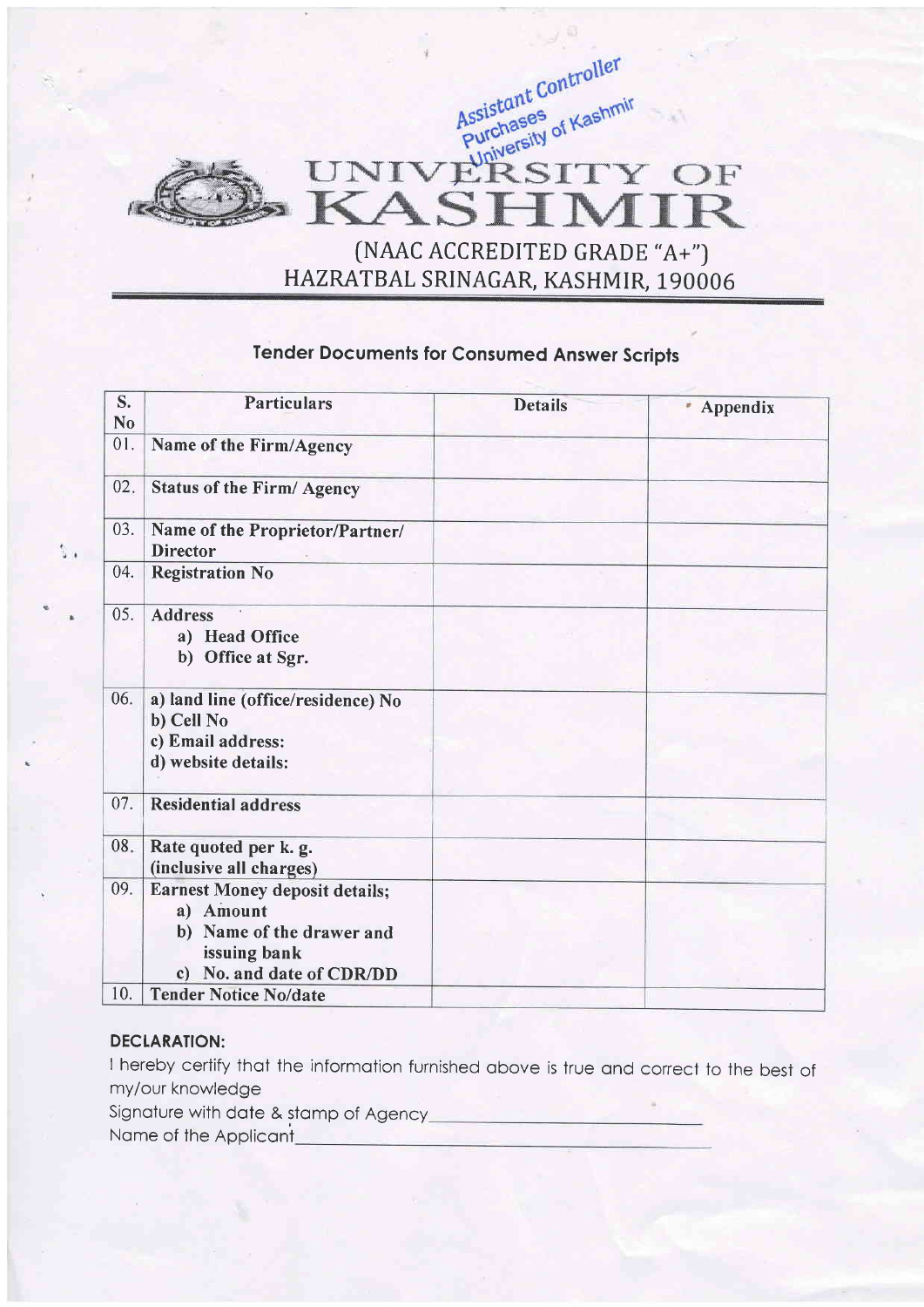Assistant Controller
Purchases
University of Kashmir

# UNIVERSITY OF KASHMIR

(NAAC ACCREDITED GRADE "A+")
HAZRATBAL SRINAGAR, KASHMIR, 190006

## Tender Documents for Consumed Answer Scripts

| S. No | Particulars | Details | Appendix |
|---|---|---|---|
| 01. | **Name of the Firm/Agency** | | |
| 02. | **Status of the Firm/ Agency** | | |
| 03. | **Name of the Proprietor/Partner/ Director** | | |
| 04. | **Registration No** | | |
| 05. | **Address**<br>a) Head Office<br>b) Office at Sgr. | | |
| 06. | **a) land line (office/residence) No**<br>**b) Cell No**<br>**c) Email address:**<br>**d) website details:** | | |
| 07. | **Residential address** | | |
| 08. | **Rate quoted per k. g. (inclusive all charges)** | | |
| 09. | **Earnest Money deposit details;**<br>a) Amount<br>b) Name of the drawer and issuing bank<br>c) No. and date of CDR/DD | | |
| 10. | **Tender Notice No/date** | | |

**DECLARATION:**

I hereby certify that the information furnished above is true and correct to the best of my/our knowledge

Signature with date & stamp of Agency_______________________________

Name of the Applicant_______________________________________________